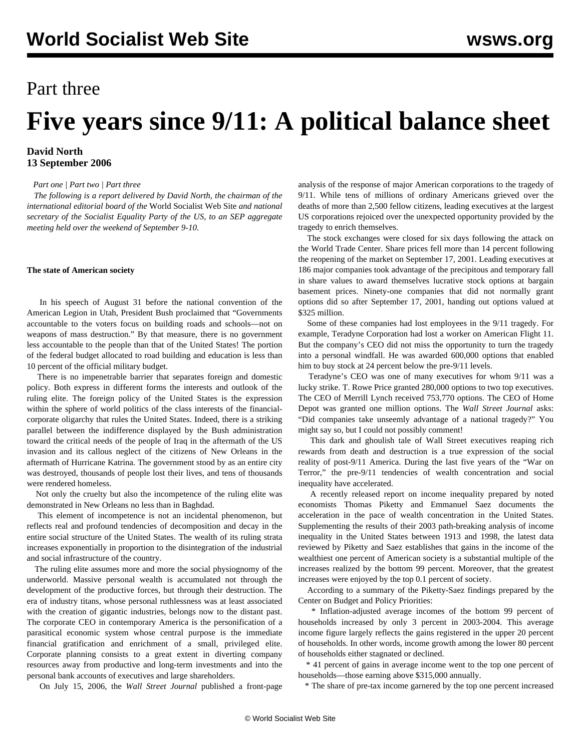Part three

# Five years since 9/11: A political balance sheet

**David North**
**13 September 2006**

*Part one | Part two | Part three*

*The following is a report delivered by David North, the chairman of the international editorial board of the* World Socialist Web Site *and national secretary of the Socialist Equality Party of the US, to an SEP aggregate meeting held over the weekend of September 9-10.*

**The state of American society**

In his speech of August 31 before the national convention of the American Legion in Utah, President Bush proclaimed that "Governments accountable to the voters focus on building roads and schools—not on weapons of mass destruction." By that measure, there is no government less accountable to the people than that of the United States! The portion of the federal budget allocated to road building and education is less than 10 percent of the official military budget.

There is no impenetrable barrier that separates foreign and domestic policy. Both express in different forms the interests and outlook of the ruling elite. The foreign policy of the United States is the expression within the sphere of world politics of the class interests of the financial-corporate oligarchy that rules the United States. Indeed, there is a striking parallel between the indifference displayed by the Bush administration toward the critical needs of the people of Iraq in the aftermath of the US invasion and its callous neglect of the citizens of New Orleans in the aftermath of Hurricane Katrina. The government stood by as an entire city was destroyed, thousands of people lost their lives, and tens of thousands were rendered homeless.

Not only the cruelty but also the incompetence of the ruling elite was demonstrated in New Orleans no less than in Baghdad.

This element of incompetence is not an incidental phenomenon, but reflects real and profound tendencies of decomposition and decay in the entire social structure of the United States. The wealth of its ruling strata increases exponentially in proportion to the disintegration of the industrial and social infrastructure of the country.

The ruling elite assumes more and more the social physiognomy of the underworld. Massive personal wealth is accumulated not through the development of the productive forces, but through their destruction. The era of industry titans, whose personal ruthlessness was at least associated with the creation of gigantic industries, belongs now to the distant past. The corporate CEO in contemporary America is the personification of a parasitical economic system whose central purpose is the immediate financial gratification and enrichment of a small, privileged elite. Corporate planning consists to a great extent in diverting company resources away from productive and long-term investments and into the personal bank accounts of executives and large shareholders.

On July 15, 2006, the *Wall Street Journal* published a front-page analysis of the response of major American corporations to the tragedy of 9/11. While tens of millions of ordinary Americans grieved over the deaths of more than 2,500 fellow citizens, leading executives at the largest US corporations rejoiced over the unexpected opportunity provided by the tragedy to enrich themselves.

The stock exchanges were closed for six days following the attack on the World Trade Center. Share prices fell more than 14 percent following the reopening of the market on September 17, 2001. Leading executives at 186 major companies took advantage of the precipitous and temporary fall in share values to award themselves lucrative stock options at bargain basement prices. Ninety-one companies that did not normally grant options did so after September 17, 2001, handing out options valued at $325 million.

Some of these companies had lost employees in the 9/11 tragedy. For example, Teradyne Corporation had lost a worker on American Flight 11. But the company's CEO did not miss the opportunity to turn the tragedy into a personal windfall. He was awarded 600,000 options that enabled him to buy stock at 24 percent below the pre-9/11 levels.

Teradyne's CEO was one of many executives for whom 9/11 was a lucky strike. T. Rowe Price granted 280,000 options to two top executives. The CEO of Merrill Lynch received 753,770 options. The CEO of Home Depot was granted one million options. The *Wall Street Journal* asks: "Did companies take unseemly advantage of a national tragedy?" You might say so, but I could not possibly comment!

This dark and ghoulish tale of Wall Street executives reaping rich rewards from death and destruction is a true expression of the social reality of post-9/11 America. During the last five years of the "War on Terror," the pre-9/11 tendencies of wealth concentration and social inequality have accelerated.

A recently released report on income inequality prepared by noted economists Thomas Piketty and Emmanuel Saez documents the acceleration in the pace of wealth concentration in the United States. Supplementing the results of their 2003 path-breaking analysis of income inequality in the United States between 1913 and 1998, the latest data reviewed by Piketty and Saez establishes that gains in the income of the wealthiest one percent of American society is a substantial multiple of the increases realized by the bottom 99 percent. Moreover, that the greatest increases were enjoyed by the top 0.1 percent of society.

According to a summary of the Piketty-Saez findings prepared by the Center on Budget and Policy Priorities:

* Inflation-adjusted average incomes of the bottom 99 percent of households increased by only 3 percent in 2003-2004. This average income figure largely reflects the gains registered in the upper 20 percent of households. In other words, income growth among the lower 80 percent of households either stagnated or declined.
* 41 percent of gains in average income went to the top one percent of households—those earning above $315,000 annually.
* The share of pre-tax income garnered by the top one percent increased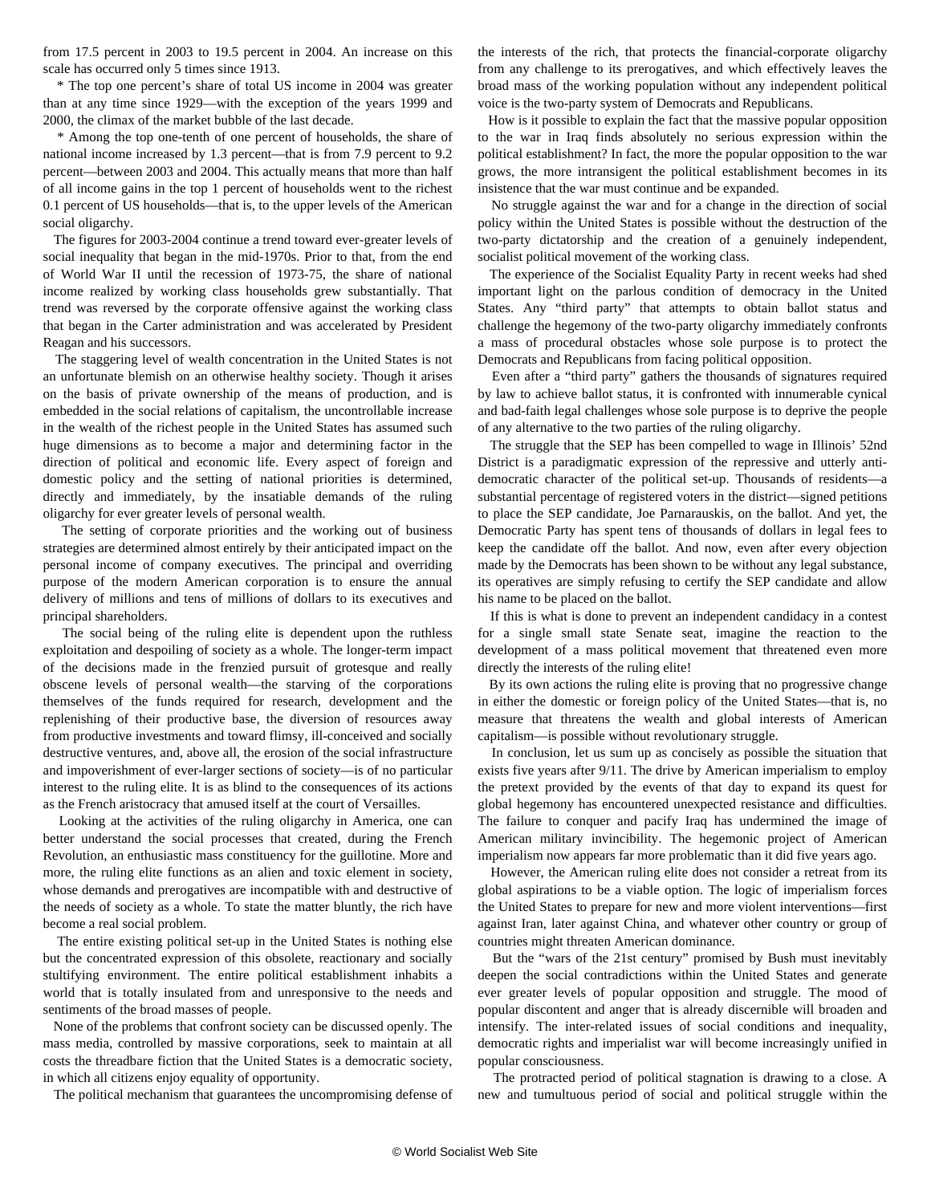from 17.5 percent in 2003 to 19.5 percent in 2004. An increase on this scale has occurred only 5 times since 1913.

* The top one percent's share of total US income in 2004 was greater than at any time since 1929—with the exception of the years 1999 and 2000, the climax of the market bubble of the last decade.

* Among the top one-tenth of one percent of households, the share of national income increased by 1.3 percent—that is from 7.9 percent to 9.2 percent—between 2003 and 2004. This actually means that more than half of all income gains in the top 1 percent of households went to the richest 0.1 percent of US households—that is, to the upper levels of the American social oligarchy.

The figures for 2003-2004 continue a trend toward ever-greater levels of social inequality that began in the mid-1970s. Prior to that, from the end of World War II until the recession of 1973-75, the share of national income realized by working class households grew substantially. That trend was reversed by the corporate offensive against the working class that began in the Carter administration and was accelerated by President Reagan and his successors.

The staggering level of wealth concentration in the United States is not an unfortunate blemish on an otherwise healthy society. Though it arises on the basis of private ownership of the means of production, and is embedded in the social relations of capitalism, the uncontrollable increase in the wealth of the richest people in the United States has assumed such huge dimensions as to become a major and determining factor in the direction of political and economic life. Every aspect of foreign and domestic policy and the setting of national priorities is determined, directly and immediately, by the insatiable demands of the ruling oligarchy for ever greater levels of personal wealth.

The setting of corporate priorities and the working out of business strategies are determined almost entirely by their anticipated impact on the personal income of company executives. The principal and overriding purpose of the modern American corporation is to ensure the annual delivery of millions and tens of millions of dollars to its executives and principal shareholders.

The social being of the ruling elite is dependent upon the ruthless exploitation and despoiling of society as a whole. The longer-term impact of the decisions made in the frenzied pursuit of grotesque and really obscene levels of personal wealth—the starving of the corporations themselves of the funds required for research, development and the replenishing of their productive base, the diversion of resources away from productive investments and toward flimsy, ill-conceived and socially destructive ventures, and, above all, the erosion of the social infrastructure and impoverishment of ever-larger sections of society—is of no particular interest to the ruling elite. It is as blind to the consequences of its actions as the French aristocracy that amused itself at the court of Versailles.

Looking at the activities of the ruling oligarchy in America, one can better understand the social processes that created, during the French Revolution, an enthusiastic mass constituency for the guillotine. More and more, the ruling elite functions as an alien and toxic element in society, whose demands and prerogatives are incompatible with and destructive of the needs of society as a whole. To state the matter bluntly, the rich have become a real social problem.

The entire existing political set-up in the United States is nothing else but the concentrated expression of this obsolete, reactionary and socially stultifying environment. The entire political establishment inhabits a world that is totally insulated from and unresponsive to the needs and sentiments of the broad masses of people.

None of the problems that confront society can be discussed openly. The mass media, controlled by massive corporations, seek to maintain at all costs the threadbare fiction that the United States is a democratic society, in which all citizens enjoy equality of opportunity.

The political mechanism that guarantees the uncompromising defense of the interests of the rich, that protects the financial-corporate oligarchy from any challenge to its prerogatives, and which effectively leaves the broad mass of the working population without any independent political voice is the two-party system of Democrats and Republicans.

How is it possible to explain the fact that the massive popular opposition to the war in Iraq finds absolutely no serious expression within the political establishment? In fact, the more the popular opposition to the war grows, the more intransigent the political establishment becomes in its insistence that the war must continue and be expanded.

No struggle against the war and for a change in the direction of social policy within the United States is possible without the destruction of the two-party dictatorship and the creation of a genuinely independent, socialist political movement of the working class.

The experience of the Socialist Equality Party in recent weeks had shed important light on the parlous condition of democracy in the United States. Any "third party" that attempts to obtain ballot status and challenge the hegemony of the two-party oligarchy immediately confronts a mass of procedural obstacles whose sole purpose is to protect the Democrats and Republicans from facing political opposition.

Even after a "third party" gathers the thousands of signatures required by law to achieve ballot status, it is confronted with innumerable cynical and bad-faith legal challenges whose sole purpose is to deprive the people of any alternative to the two parties of the ruling oligarchy.

The struggle that the SEP has been compelled to wage in Illinois' 52nd District is a paradigmatic expression of the repressive and utterly anti-democratic character of the political set-up. Thousands of residents—a substantial percentage of registered voters in the district—signed petitions to place the SEP candidate, Joe Parnarauskis, on the ballot. And yet, the Democratic Party has spent tens of thousands of dollars in legal fees to keep the candidate off the ballot. And now, even after every objection made by the Democrats has been shown to be without any legal substance, its operatives are simply refusing to certify the SEP candidate and allow his name to be placed on the ballot.

If this is what is done to prevent an independent candidacy in a contest for a single small state Senate seat, imagine the reaction to the development of a mass political movement that threatened even more directly the interests of the ruling elite!

By its own actions the ruling elite is proving that no progressive change in either the domestic or foreign policy of the United States—that is, no measure that threatens the wealth and global interests of American capitalism—is possible without revolutionary struggle.

In conclusion, let us sum up as concisely as possible the situation that exists five years after 9/11. The drive by American imperialism to employ the pretext provided by the events of that day to expand its quest for global hegemony has encountered unexpected resistance and difficulties. The failure to conquer and pacify Iraq has undermined the image of American military invincibility. The hegemonic project of American imperialism now appears far more problematic than it did five years ago.

However, the American ruling elite does not consider a retreat from its global aspirations to be a viable option. The logic of imperialism forces the United States to prepare for new and more violent interventions—first against Iran, later against China, and whatever other country or group of countries might threaten American dominance.

But the "wars of the 21st century" promised by Bush must inevitably deepen the social contradictions within the United States and generate ever greater levels of popular opposition and struggle. The mood of popular discontent and anger that is already discernible will broaden and intensify. The inter-related issues of social conditions and inequality, democratic rights and imperialist war will become increasingly unified in popular consciousness.

The protracted period of political stagnation is drawing to a close. A new and tumultuous period of social and political struggle within the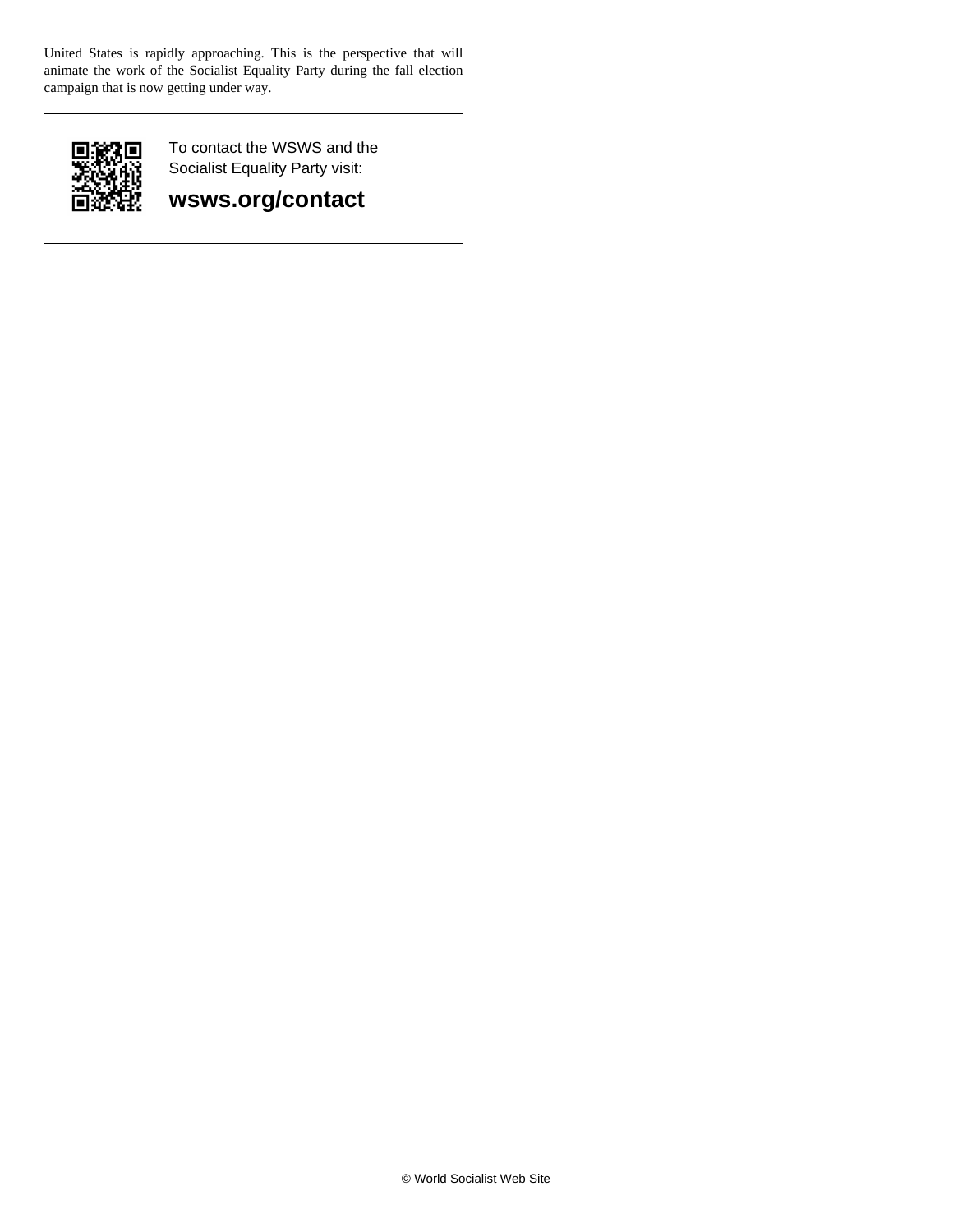United States is rapidly approaching. This is the perspective that will animate the work of the Socialist Equality Party during the fall election campaign that is now getting under way.

To contact the WSWS and the Socialist Equality Party visit:

**wsws.org/contact**